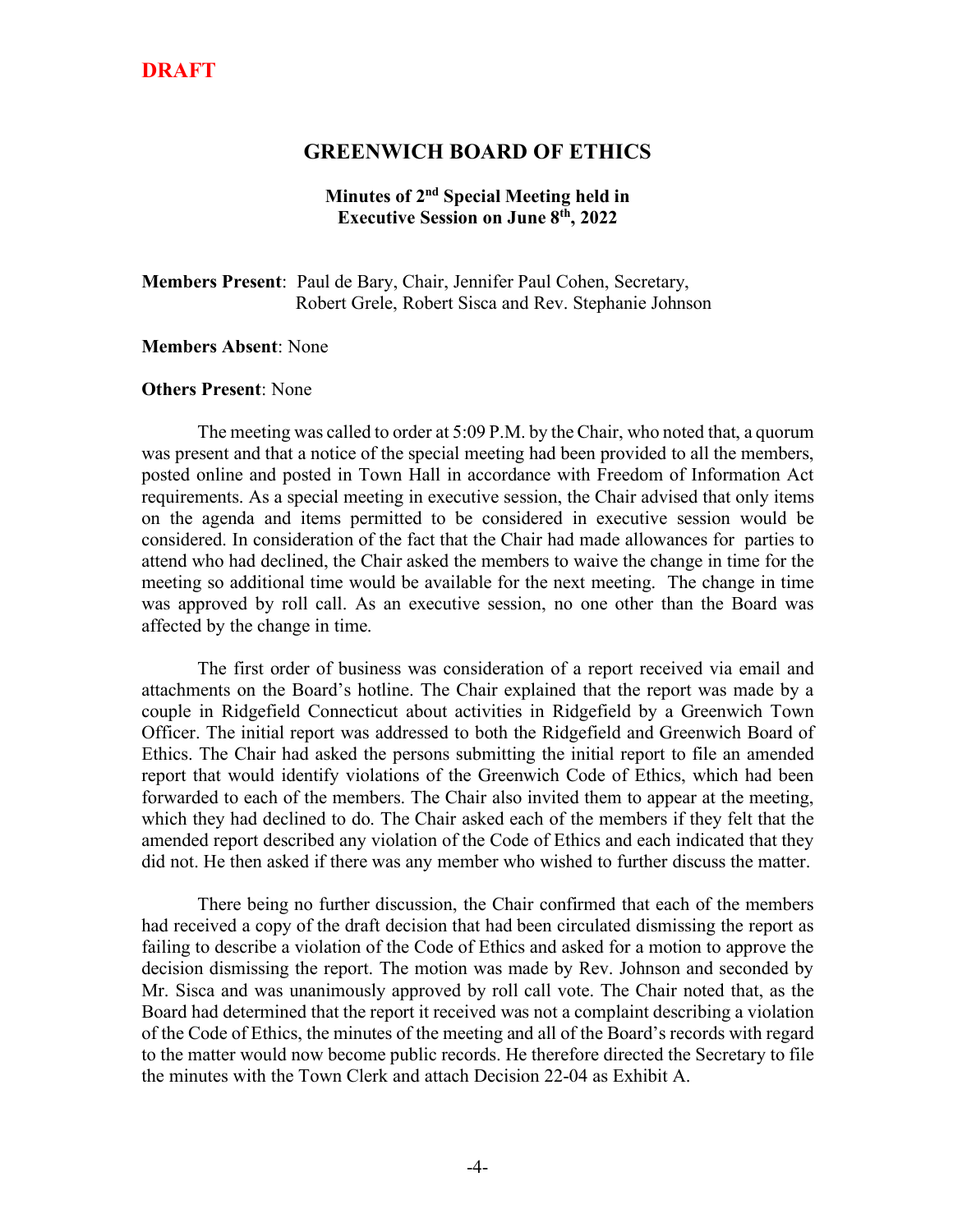**DRAFT**

# GREENWICH BOARD OF ETHICS

### Minutes of 2nd Special Meeting held in Executive Session on June 8th, 2022

**Members Present**: Paul de Bary, Chair, Jennifer Paul Cohen, Secretary, Robert Grele, Robert Sisca and Rev. Stephanie Johnson

**Members Absent**: None

**Others Present**: None

The meeting was called to order at 5:09 P.M. by the Chair, who noted that, a quorum was present and that a notice of the special meeting had been provided to all the members, posted online and posted in Town Hall in accordance with Freedom of Information Act requirements. As a special meeting in executive session, the Chair advised that only items on the agenda and items permitted to be considered in executive session would be considered. In consideration of the fact that the Chair had made allowances for parties to attend who had declined, the Chair asked the members to waive the change in time for the meeting so additional time would be available for the next meeting. The change in time was approved by roll call. As an executive session, no one other than the Board was affected by the change in time.

The first order of business was consideration of a report received via email and attachments on the Board's hotline. The Chair explained that the report was made by a couple in Ridgefield Connecticut about activities in Ridgefield by a Greenwich Town Officer. The initial report was addressed to both the Ridgefield and Greenwich Board of Ethics. The Chair had asked the persons submitting the initial report to file an amended report that would identify violations of the Greenwich Code of Ethics, which had been forwarded to each of the members. The Chair also invited them to appear at the meeting, which they had declined to do. The Chair asked each of the members if they felt that the amended report described any violation of the Code of Ethics and each indicated that they did not. He then asked if there was any member who wished to further discuss the matter.

There being no further discussion, the Chair confirmed that each of the members had received a copy of the draft decision that had been circulated dismissing the report as failing to describe a violation of the Code of Ethics and asked for a motion to approve the decision dismissing the report. The motion was made by Rev. Johnson and seconded by Mr. Sisca and was unanimously approved by roll call vote. The Chair noted that, as the Board had determined that the report it received was not a complaint describing a violation of the Code of Ethics, the minutes of the meeting and all of the Board's records with regard to the matter would now become public records. He therefore directed the Secretary to file the minutes with the Town Clerk and attach Decision 22-04 as Exhibit A.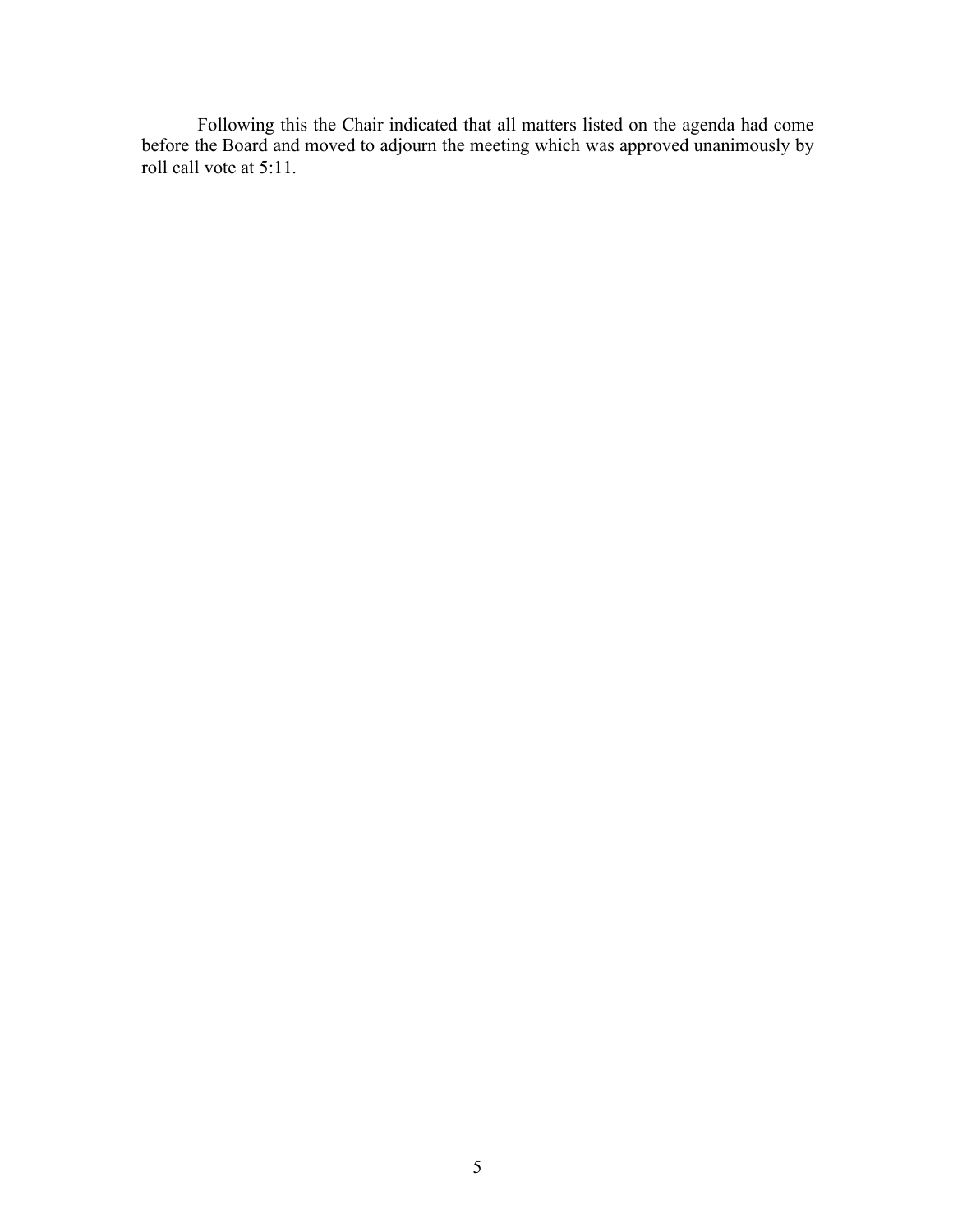Following this the Chair indicated that all matters listed on the agenda had come before the Board and moved to adjourn the meeting which was approved unanimously by roll call vote at 5:11.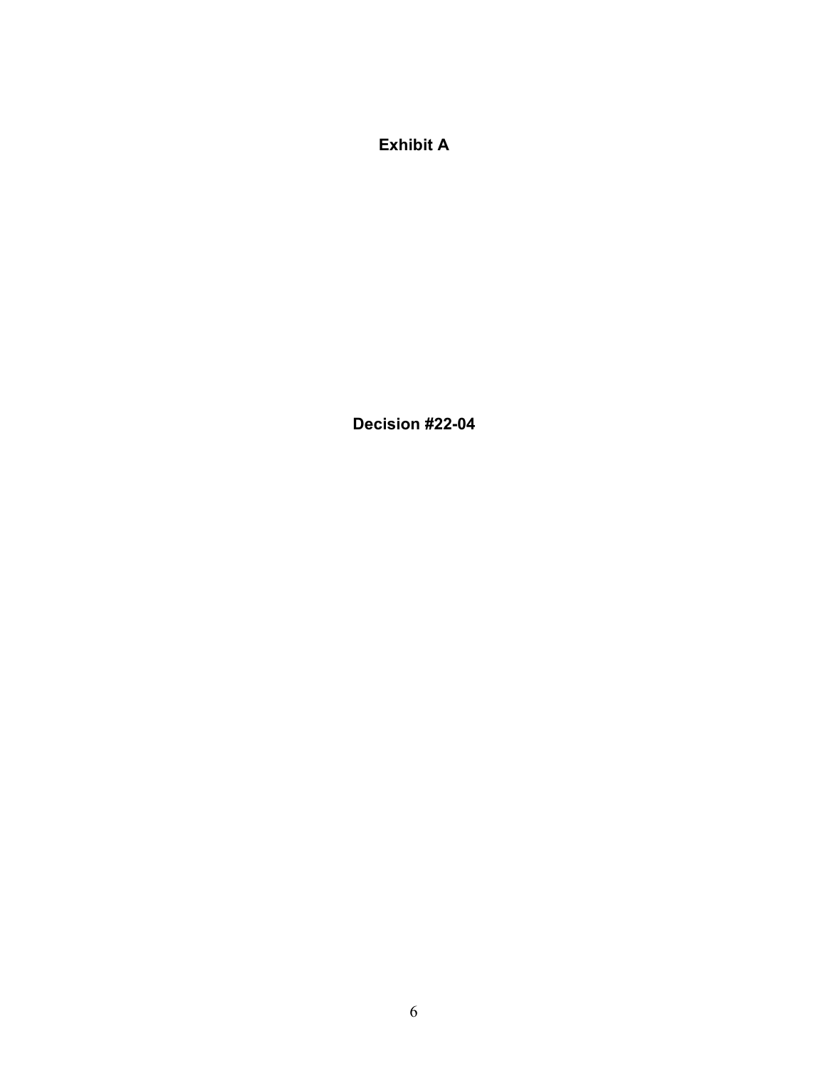**Exhibit A**

**Decision #22-04**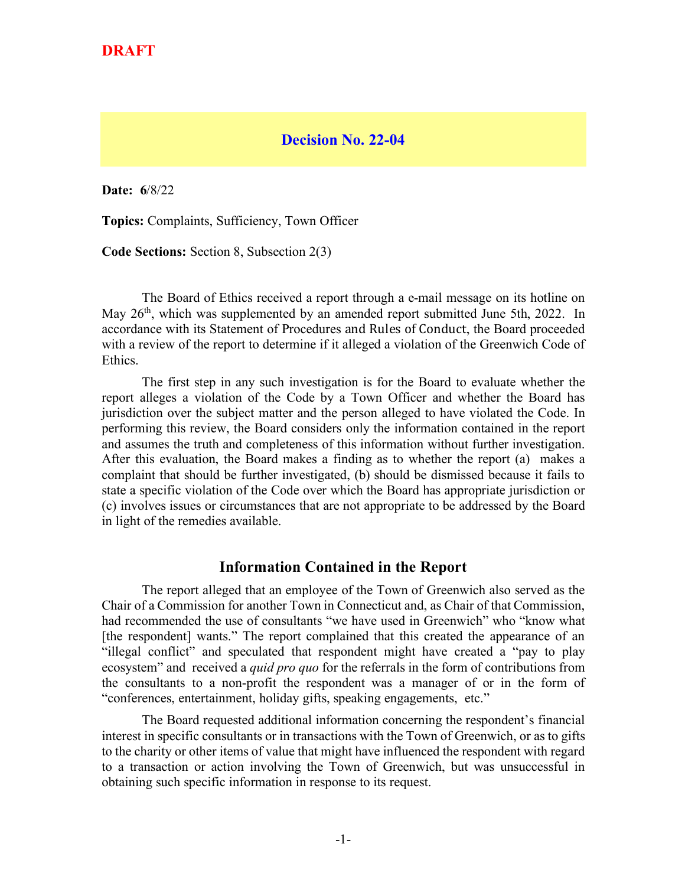**DRAFT**

## Decision No. 22-04

**Date:** **6**/8/22

**Topics:** Complaints, Sufficiency, Town Officer

**Code Sections:** Section 8, Subsection 2(3)

The Board of Ethics received a report through a e-mail message on its hotline on May 26th, which was supplemented by an amended report submitted June 5th, 2022. In accordance with its Statement of Procedures and Rules of Conduct, the Board proceeded with a review of the report to determine if it alleged a violation of the Greenwich Code of Ethics.

The first step in any such investigation is for the Board to evaluate whether the report alleges a violation of the Code by a Town Officer and whether the Board has jurisdiction over the subject matter and the person alleged to have violated the Code. In performing this review, the Board considers only the information contained in the report and assumes the truth and completeness of this information without further investigation. After this evaluation, the Board makes a finding as to whether the report (a) makes a complaint that should be further investigated, (b) should be dismissed because it fails to state a specific violation of the Code over which the Board has appropriate jurisdiction or (c) involves issues or circumstances that are not appropriate to be addressed by the Board in light of the remedies available.

### Information Contained in the Report

The report alleged that an employee of the Town of Greenwich also served as the Chair of a Commission for another Town in Connecticut and, as Chair of that Commission, had recommended the use of consultants "we have used in Greenwich" who "know what [the respondent] wants." The report complained that this created the appearance of an "illegal conflict" and speculated that respondent might have created a "pay to play ecosystem" and received a *quid pro quo* for the referrals in the form of contributions from the consultants to a non-profit the respondent was a manager of or in the form of "conferences, entertainment, holiday gifts, speaking engagements, etc."

The Board requested additional information concerning the respondent's financial interest in specific consultants or in transactions with the Town of Greenwich, or as to gifts to the charity or other items of value that might have influenced the respondent with regard to a transaction or action involving the Town of Greenwich, but was unsuccessful in obtaining such specific information in response to its request.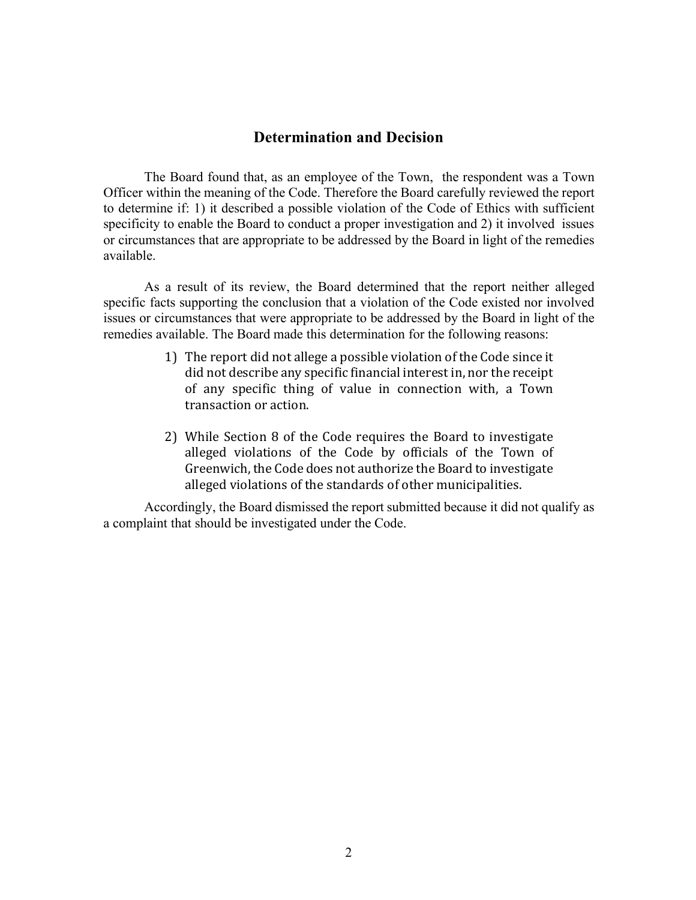## Determination and Decision

The Board found that, as an employee of the Town, the respondent was a Town Officer within the meaning of the Code. Therefore the Board carefully reviewed the report to determine if: 1) it described a possible violation of the Code of Ethics with sufficient specificity to enable the Board to conduct a proper investigation and 2) it involved issues or circumstances that are appropriate to be addressed by the Board in light of the remedies available.

As a result of its review, the Board determined that the report neither alleged specific facts supporting the conclusion that a violation of the Code existed nor involved issues or circumstances that were appropriate to be addressed by the Board in light of the remedies available. The Board made this determination for the following reasons:

1) The report did not allege a possible violation of the Code since it did not describe any specific financial interest in, nor the receipt of any specific thing of value in connection with, a Town transaction or action.

2) While Section 8 of the Code requires the Board to investigate alleged violations of the Code by officials of the Town of Greenwich, the Code does not authorize the Board to investigate alleged violations of the standards of other municipalities.

Accordingly, the Board dismissed the report submitted because it did not qualify as a complaint that should be investigated under the Code.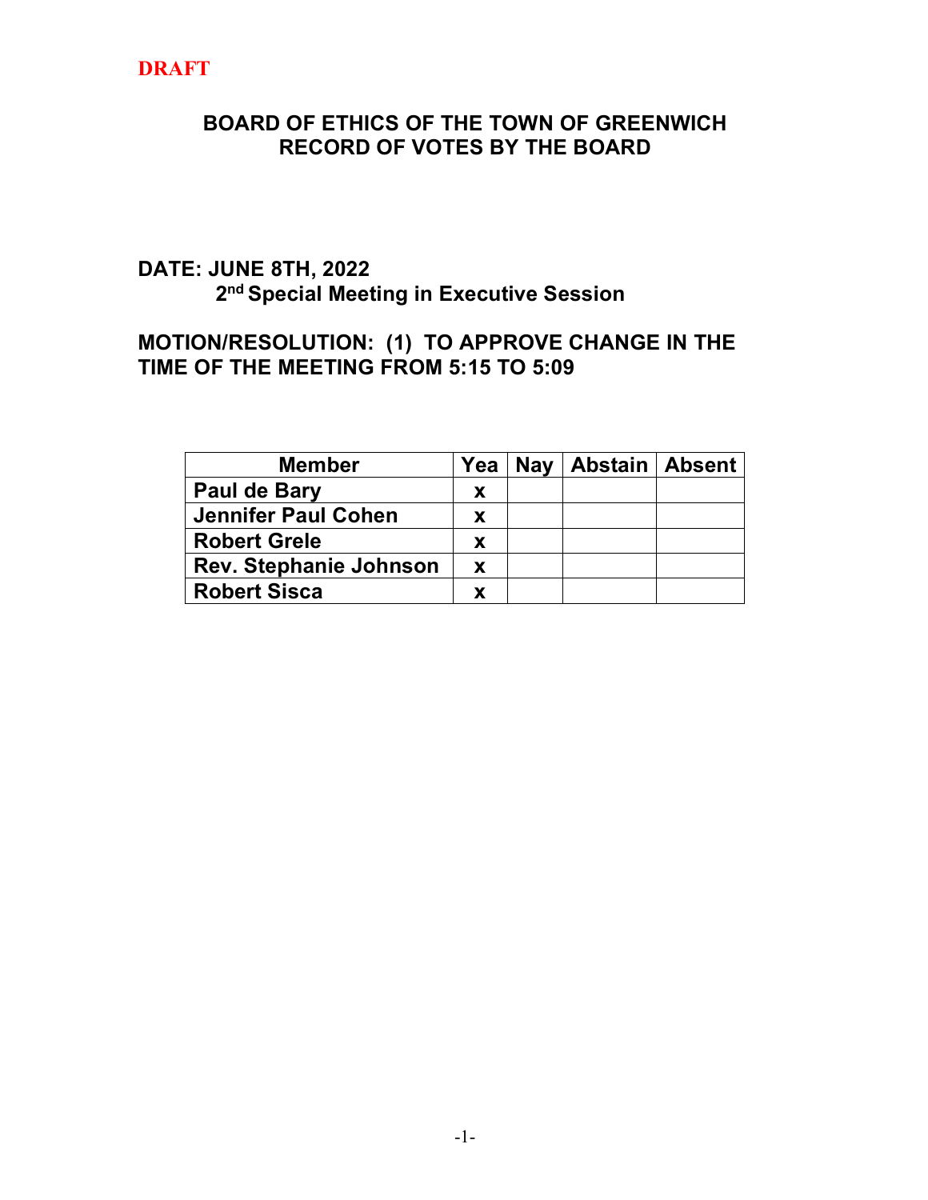DRAFT

# BOARD OF ETHICS OF THE TOWN OF GREENWICH
# RECORD OF VOTES BY THE BOARD

**DATE: JUNE 8TH, 2022**
**2nd Special Meeting in Executive Session**

**MOTION/RESOLUTION: (1) TO APPROVE CHANGE IN THE TIME OF THE MEETING FROM 5:15 TO 5:09**

| Member | Yea | Nay | Abstain | Absent |
|---|---|---|---|---|
| Paul de Bary | x | | | |
| Jennifer Paul Cohen | x | | | |
| Robert Grele | x | | | |
| Rev. Stephanie Johnson | x | | | |
| Robert Sisca | x | | | |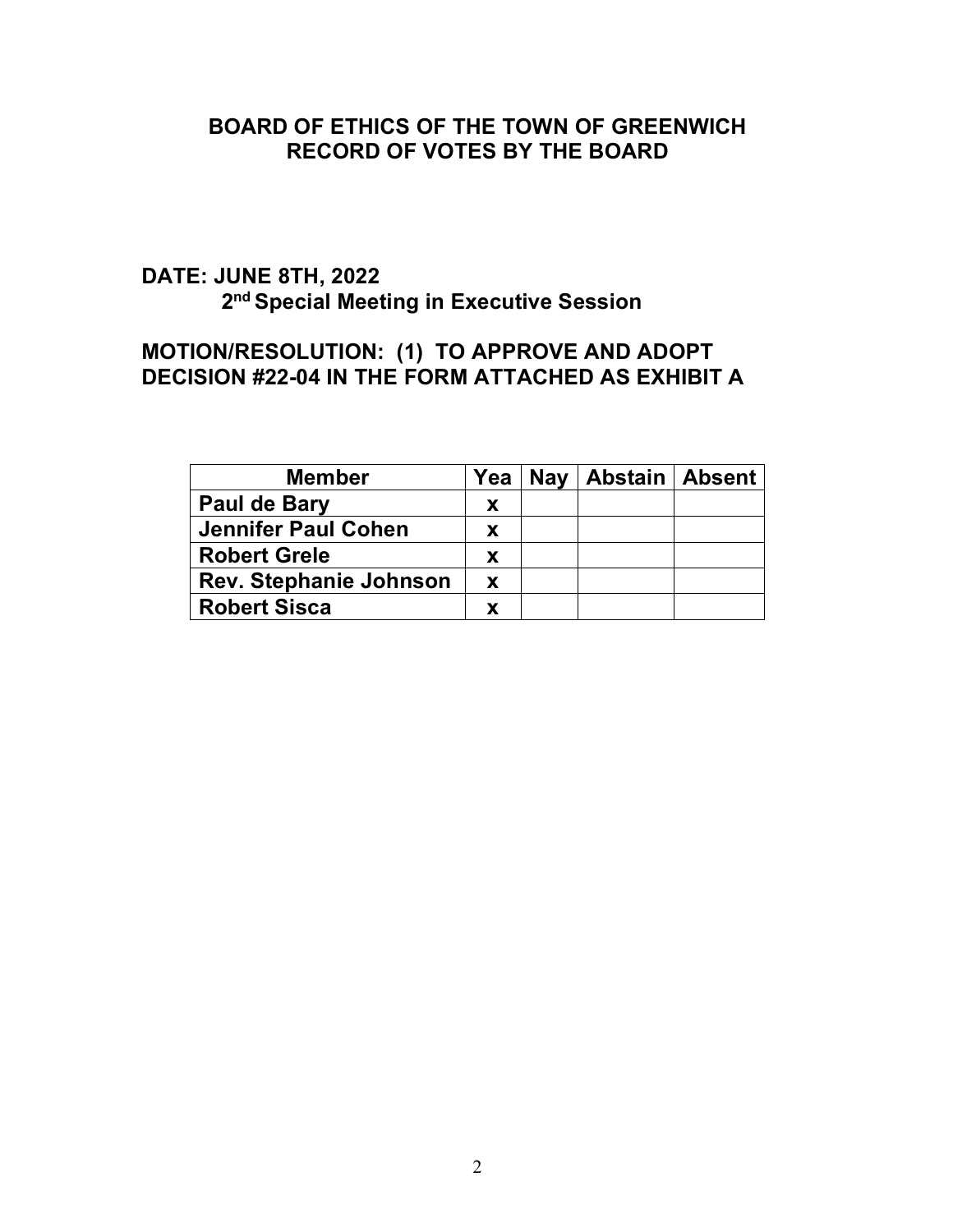## BOARD OF ETHICS OF THE TOWN OF GREENWICH
## RECORD OF VOTES BY THE BOARD

**DATE: JUNE 8TH, 2022**
**2nd Special Meeting in Executive Session**

**MOTION/RESOLUTION: (1) TO APPROVE AND ADOPT DECISION #22-04 IN THE FORM ATTACHED AS EXHIBIT A**

| Member | Yea | Nay | Abstain | Absent |
|---|---|---|---|---|
| Paul de Bary | x | | | |
| Jennifer Paul Cohen | x | | | |
| Robert Grele | x | | | |
| Rev. Stephanie Johnson | x | | | |
| Robert Sisca | x | | | |